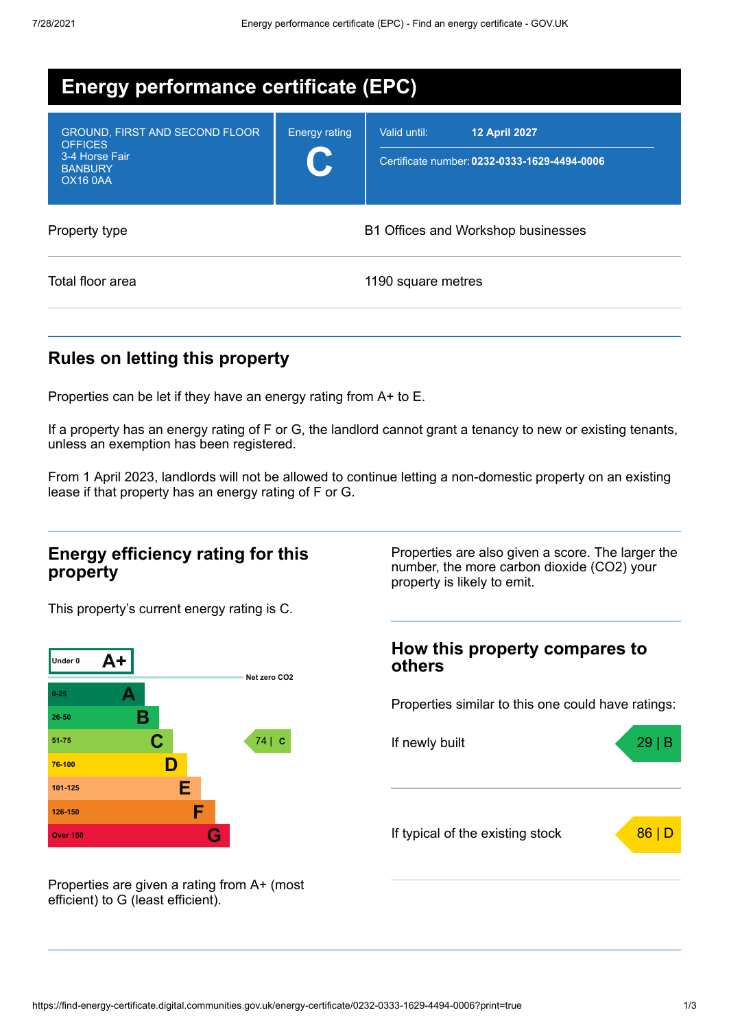# Energy performance certificate (EPC)

| GROUND, FIRST AND SECOND FLOOR OFFICES<br>3-4 Horse Fair<br>BANBURY<br>OX16 0AA | Energy rating<br>**C** | Valid until: **12 April 2027**<br>Certificate number: **0232-0333-1629-4494-0006** |
|---|---|---|

| | |
|---|---|
| Property type | B1 Offices and Workshop businesses |
| Total floor area | 1190 square metres |

## Rules on letting this property

Properties can be let if they have an energy rating from A+ to E.

If a property has an energy rating of F or G, the landlord cannot grant a tenancy to new or existing tenants, unless an exemption has been registered.

From 1 April 2023, landlords will not be allowed to continue letting a non-domestic property on an existing lease if that property has an energy rating of F or G.

## Energy efficiency rating for this property

This property's current energy rating is C.

| Score | Rating |
|---|---|
| Under 0 | A+ |
| 0-25 | A |
| 26-50 | B |
| 51-75 | C |
| 76-100 | D |
| 101-125 | E |
| 126-150 | F |
| Over 150 | G |

Net zero $CO_2$

Current: 74 | C

Properties are given a rating from A+ (most efficient) to G (least efficient).

Properties are also given a score. The larger the number, the more carbon dioxide ($CO_2$) your property is likely to emit.

## How this property compares to others

Properties similar to this one could have ratings:

| | |
|---|---|
| If newly built | 29 \| B |
| If typical of the existing stock | 86 \| D |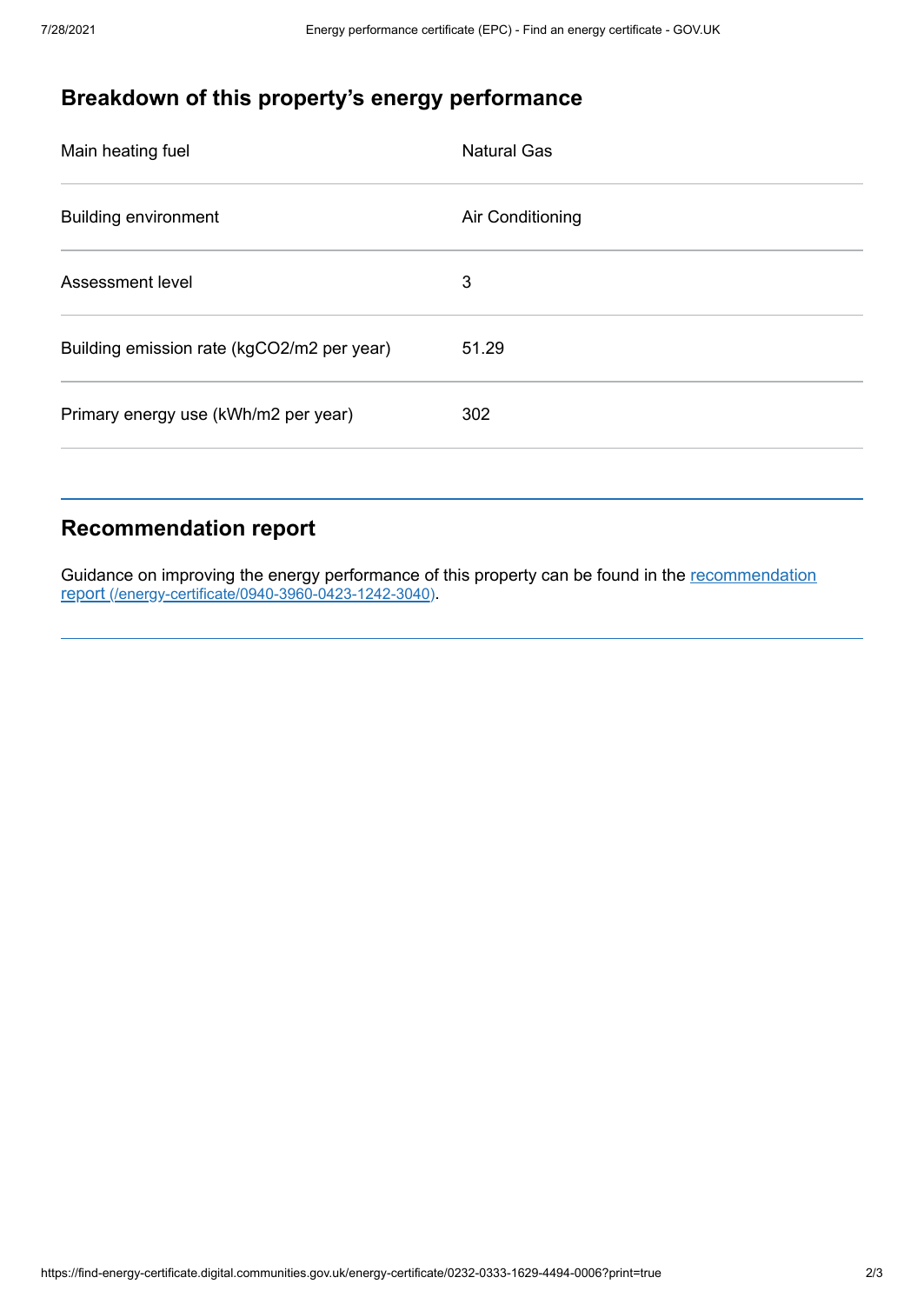## Breakdown of this property's energy performance

| | |
|---|---|
| Main heating fuel | Natural Gas |
| Building environment | Air Conditioning |
| Assessment level | 3 |
| Building emission rate (kgCO2/m2 per year) | 51.29 |
| Primary energy use (kWh/m2 per year) | 302 |

## Recommendation report

Guidance on improving the energy performance of this property can be found in the [recommendation report (/energy-certificate/0940-3960-0423-1242-3040)](/energy-certificate/0940-3960-0423-1242-3040).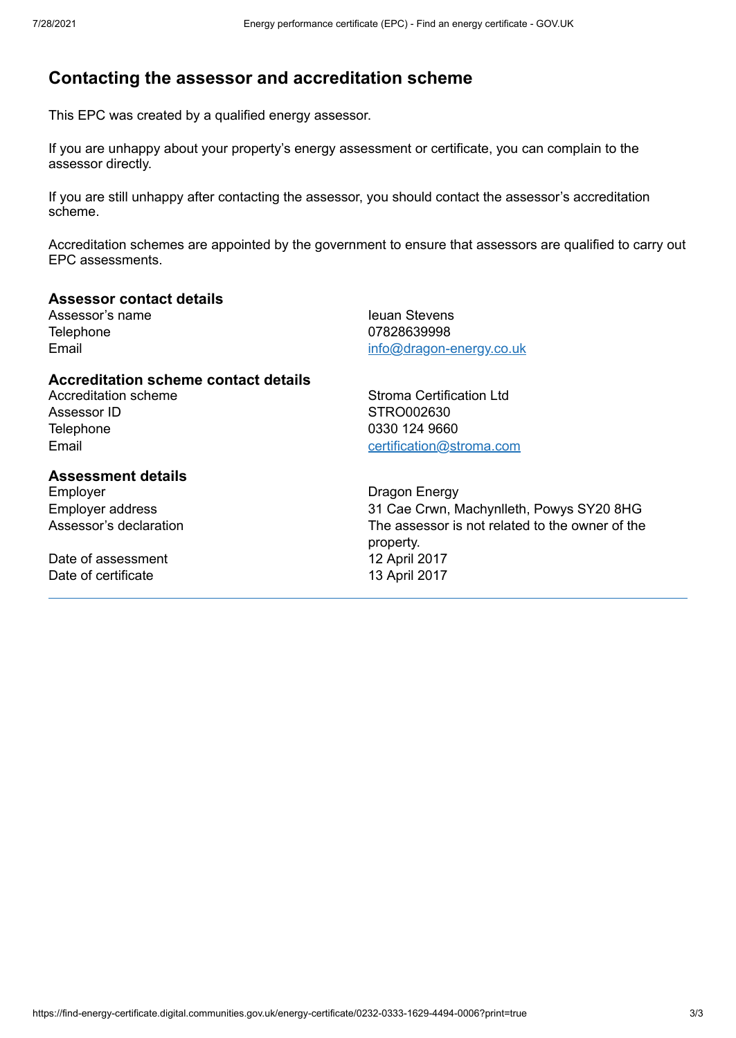## Contacting the assessor and accreditation scheme

This EPC was created by a qualified energy assessor.

If you are unhappy about your property's energy assessment or certificate, you can complain to the assessor directly.

If you are still unhappy after contacting the assessor, you should contact the assessor's accreditation scheme.

Accreditation schemes are appointed by the government to ensure that assessors are qualified to carry out EPC assessments.

### Assessor contact details

| | |
|---|---|
| Assessor's name | Ieuan Stevens |
| Telephone | 07828639998 |
| Email | info@dragon-energy.co.uk |

### Accreditation scheme contact details

| | |
|---|---|
| Accreditation scheme | Stroma Certification Ltd |
| Assessor ID | STRO002630 |
| Telephone | 0330 124 9660 |
| Email | certification@stroma.com |

### Assessment details

| | |
|---|---|
| Employer | Dragon Energy |
| Employer address | 31 Cae Crwn, Machynlleth, Powys SY20 8HG |
| Assessor's declaration | The assessor is not related to the owner of the property. |
| Date of assessment | 12 April 2017 |
| Date of certificate | 13 April 2017 |